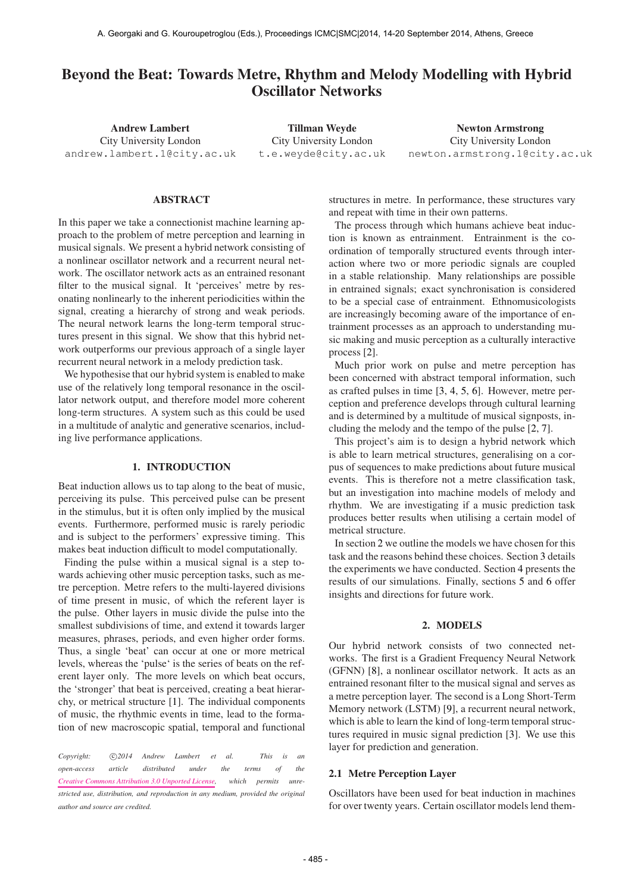# Beyond the Beat: Towards Metre, Rhythm and Melody Modelling with Hybrid Oscillator Networks

**Andrew Lambert**
City University London
andrew.lambert.1@city.ac.uk

**Tillman Weyde**
City University London
t.e.weyde@city.ac.uk

**Newton Armstrong**
City University London
newton.armstrong.1@city.ac.uk

## ABSTRACT

In this paper we take a connectionist machine learning approach to the problem of metre perception and learning in musical signals. We present a hybrid network consisting of a nonlinear oscillator network and a recurrent neural network. The oscillator network acts as an entrained resonant filter to the musical signal. It 'perceives' metre by resonating nonlinearly to the inherent periodicities within the signal, creating a hierarchy of strong and weak periods. The neural network learns the long-term temporal structures present in this signal. We show that this hybrid network outperforms our previous approach of a single layer recurrent neural network in a melody prediction task.

We hypothesise that our hybrid system is enabled to make use of the relatively long temporal resonance in the oscillator network output, and therefore model more coherent long-term structures. A system such as this could be used in a multitude of analytic and generative scenarios, including live performance applications.

## 1. INTRODUCTION

Beat induction allows us to tap along to the beat of music, perceiving its pulse. This perceived pulse can be present in the stimulus, but it is often only implied by the musical events. Furthermore, performed music is rarely periodic and is subject to the performers' expressive timing. This makes beat induction difficult to model computationally.

Finding the pulse within a musical signal is a step towards achieving other music perception tasks, such as metre perception. Metre refers to the multi-layered divisions of time present in music, of which the referent layer is the pulse. Other layers in music divide the pulse into the smallest subdivisions of time, and extend it towards larger measures, phrases, periods, and even higher order forms. Thus, a single 'beat' can occur at one or more metrical levels, whereas the 'pulse' is the series of beats on the referent layer only. The more levels on which beat occurs, the 'stronger' that beat is perceived, creating a beat hierarchy, or metrical structure [1]. The individual components of music, the rhythmic events in time, lead to the formation of new macroscopic spatial, temporal and functional structures in metre. In performance, these structures vary and repeat with time in their own patterns.

The process through which humans achieve beat induction is known as entrainment. Entrainment is the coordination of temporally structured events through interaction where two or more periodic signals are coupled in a stable relationship. Many relationships are possible in entrained signals; exact synchronisation is considered to be a special case of entrainment. Ethnomusicologists are increasingly becoming aware of the importance of entrainment processes as an approach to understanding music making and music perception as a culturally interactive process [2].

Much prior work on pulse and metre perception has been concerned with abstract temporal information, such as crafted pulses in time [3, 4, 5, 6]. However, metre perception and preference develops through cultural learning and is determined by a multitude of musical signposts, including the melody and the tempo of the pulse [2, 7].

This project's aim is to design a hybrid network which is able to learn metrical structures, generalising on a corpus of sequences to make predictions about future musical events. This is therefore not a metre classification task, but an investigation into machine models of melody and rhythm. We are investigating if a music prediction task produces better results when utilising a certain model of metrical structure.

In section 2 we outline the models we have chosen for this task and the reasons behind these choices. Section 3 details the experiments we have conducted. Section 4 presents the results of our simulations. Finally, sections 5 and 6 offer insights and directions for future work.

## 2. MODELS

Our hybrid network consists of two connected networks. The first is a Gradient Frequency Neural Network (GFNN) [8], a nonlinear oscillator network. It acts as an entrained resonant filter to the musical signal and serves as a metre perception layer. The second is a Long Short-Term Memory network (LSTM) [9], a recurrent neural network, which is able to learn the kind of long-term temporal structures required in music signal prediction [3]. We use this layer for prediction and generation.

### 2.1 Metre Perception Layer

Oscillators have been used for beat induction in machines for over twenty years. Certain oscillator models lend them-

*Copyright: ©2014 Andrew Lambert et al. This is an open-access article distributed under the terms of the Creative Commons Attribution 3.0 Unported License, which permits unrestricted use, distribution, and reproduction in any medium, provided the original author and source are credited.*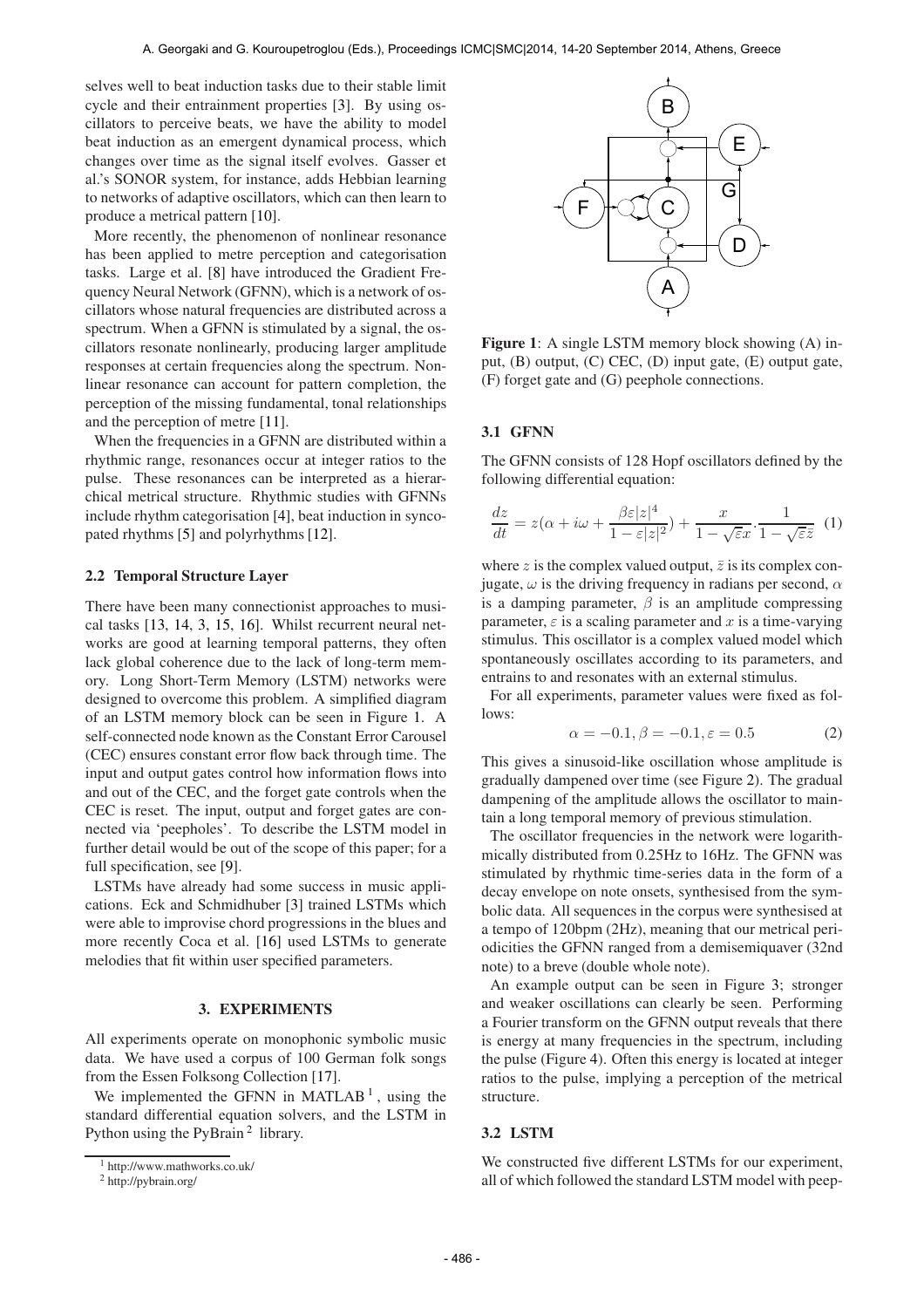selves well to beat induction tasks due to their stable limit cycle and their entrainment properties [3]. By using oscillators to perceive beats, we have the ability to model beat induction as an emergent dynamical process, which changes over time as the signal itself evolves. Gasser et al.'s SONOR system, for instance, adds Hebbian learning to networks of adaptive oscillators, which can then learn to produce a metrical pattern [10].

More recently, the phenomenon of nonlinear resonance has been applied to metre perception and categorisation tasks. Large et al. [8] have introduced the Gradient Frequency Neural Network (GFNN), which is a network of oscillators whose natural frequencies are distributed across a spectrum. When a GFNN is stimulated by a signal, the oscillators resonate nonlinearly, producing larger amplitude responses at certain frequencies along the spectrum. Nonlinear resonance can account for pattern completion, the perception of the missing fundamental, tonal relationships and the perception of metre [11].

When the frequencies in a GFNN are distributed within a rhythmic range, resonances occur at integer ratios to the pulse. These resonances can be interpreted as a hierarchical metrical structure. Rhythmic studies with GFNNs include rhythm categorisation [4], beat induction in syncopated rhythms [5] and polyrhythms [12].

### 2.2 Temporal Structure Layer

There have been many connectionist approaches to musical tasks [13, 14, 3, 15, 16]. Whilst recurrent neural networks are good at learning temporal patterns, they often lack global coherence due to the lack of long-term memory. Long Short-Term Memory (LSTM) networks were designed to overcome this problem. A simplified diagram of an LSTM memory block can be seen in Figure 1. A self-connected node known as the Constant Error Carousel (CEC) ensures constant error flow back through time. The input and output gates control how information flows into and out of the CEC, and the forget gate controls when the CEC is reset. The input, output and forget gates are connected via 'peepholes'. To describe the LSTM model in further detail would be out of the scope of this paper; for a full specification, see [9].

LSTMs have already had some success in music applications. Eck and Schmidhuber [3] trained LSTMs which were able to improvise chord progressions in the blues and more recently Coca et al. [16] used LSTMs to generate melodies that fit within user specified parameters.

## 3. EXPERIMENTS

All experiments operate on monophonic symbolic music data. We have used a corpus of 100 German folk songs from the Essen Folksong Collection [17].

We implemented the GFNN in MATLAB [1], using the standard differential equation solvers, and the LSTM in Python using the PyBrain [2] library.

[1] http://www.mathworks.co.uk/

[2] http://pybrain.org/

**Figure 1**: A single LSTM memory block showing (A) input, (B) output, (C) CEC, (D) input gate, (E) output gate, (F) forget gate and (G) peephole connections.

### 3.1 GFNN

The GFNN consists of 128 Hopf oscillators defined by the following differential equation:

$$\frac{dz}{dt} = z(\alpha + i\omega + \frac{\beta\varepsilon|z|^4}{1-\varepsilon|z|^2}) + \frac{x}{1-\sqrt{\varepsilon}x}.\frac{1}{1-\sqrt{\varepsilon}\bar{z}} \quad (1)$$

where $z$ is the complex valued output, $\bar{z}$ is its complex conjugate, $\omega$ is the driving frequency in radians per second, $\alpha$ is a damping parameter, $\beta$ is an amplitude compressing parameter, $\varepsilon$ is a scaling parameter and $x$ is a time-varying stimulus. This oscillator is a complex valued model which spontaneously oscillates according to its parameters, and entrains to and resonates with an external stimulus.

For all experiments, parameter values were fixed as follows:

$$\alpha = -0.1, \beta = -0.1, \varepsilon = 0.5 \quad (2)$$

This gives a sinusoid-like oscillation whose amplitude is gradually dampened over time (see Figure 2). The gradual dampening of the amplitude allows the oscillator to maintain a long temporal memory of previous stimulation.

The oscillator frequencies in the network were logarithmically distributed from 0.25Hz to 16Hz. The GFNN was stimulated by rhythmic time-series data in the form of a decay envelope on note onsets, synthesised from the symbolic data. All sequences in the corpus were synthesised at a tempo of 120bpm (2Hz), meaning that our metrical periodicities the GFNN ranged from a demisemiquaver (32nd note) to a breve (double whole note).

An example output can be seen in Figure 3; stronger and weaker oscillations can clearly be seen. Performing a Fourier transform on the GFNN output reveals that there is energy at many frequencies in the spectrum, including the pulse (Figure 4). Often this energy is located at integer ratios to the pulse, implying a perception of the metrical structure.

### 3.2 LSTM

We constructed five different LSTMs for our experiment, all of which followed the standard LSTM model with peep-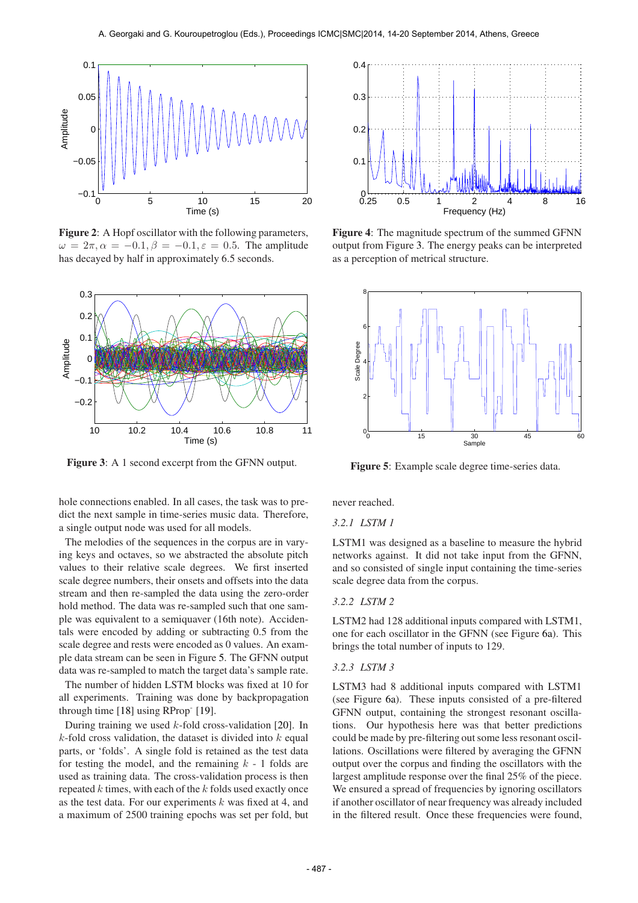**Figure 2**: A Hopf oscillator with the following parameters, $\omega = 2\pi, \alpha = -0.1, \beta = -0.1, \varepsilon = 0.5$. The amplitude has decayed by half in approximately 6.5 seconds.

**Figure 4**: The magnitude spectrum of the summed GFNN output from Figure 3. The energy peaks can be interpreted as a perception of metrical structure.

**Figure 3**: A 1 second excerpt from the GFNN output.

**Figure 5**: Example scale degree time-series data.

hole connections enabled. In all cases, the task was to predict the next sample in time-series music data. Therefore, a single output node was used for all models.

The melodies of the sequences in the corpus are in varying keys and octaves, so we abstracted the absolute pitch values to their relative scale degrees. We first inserted scale degree numbers, their onsets and offsets into the data stream and then re-sampled the data using the zero-order hold method. The data was re-sampled such that one sample was equivalent to a semiquaver (16th note). Accidentals were encoded by adding or subtracting 0.5 from the scale degree and rests were encoded as 0 values. An example data stream can be seen in Figure 5. The GFNN output data was re-sampled to match the target data's sample rate.

The number of hidden LSTM blocks was fixed at 10 for all experiments. Training was done by backpropagation through time [18] using RProp⁻ [19].

During training we used $k$-fold cross-validation [20]. In $k$-fold cross validation, the dataset is divided into $k$ equal parts, or 'folds'. A single fold is retained as the test data for testing the model, and the remaining $k$ - 1 folds are used as training data. The cross-validation process is then repeated $k$ times, with each of the $k$ folds used exactly once as the test data. For our experiments $k$ was fixed at 4, and a maximum of 2500 training epochs was set per fold, but never reached.

#### 3.2.1 LSTM 1

LSTM1 was designed as a baseline to measure the hybrid networks against. It did not take input from the GFNN, and so consisted of single input containing the time-series scale degree data from the corpus.

#### 3.2.2 LSTM 2

LSTM2 had 128 additional inputs compared with LSTM1, one for each oscillator in the GFNN (see Figure 6a). This brings the total number of inputs to 129.

#### 3.2.3 LSTM 3

LSTM3 had 8 additional inputs compared with LSTM1 (see Figure 6a). These inputs consisted of a pre-filtered GFNN output, containing the strongest resonant oscillations. Our hypothesis here was that better predictions could be made by pre-filtering out some less resonant oscillations. Oscillations were filtered by averaging the GFNN output over the corpus and finding the oscillators with the largest amplitude response over the final 25% of the piece. We ensured a spread of frequencies by ignoring oscillators if another oscillator of near frequency was already included in the filtered result. Once these frequencies were found,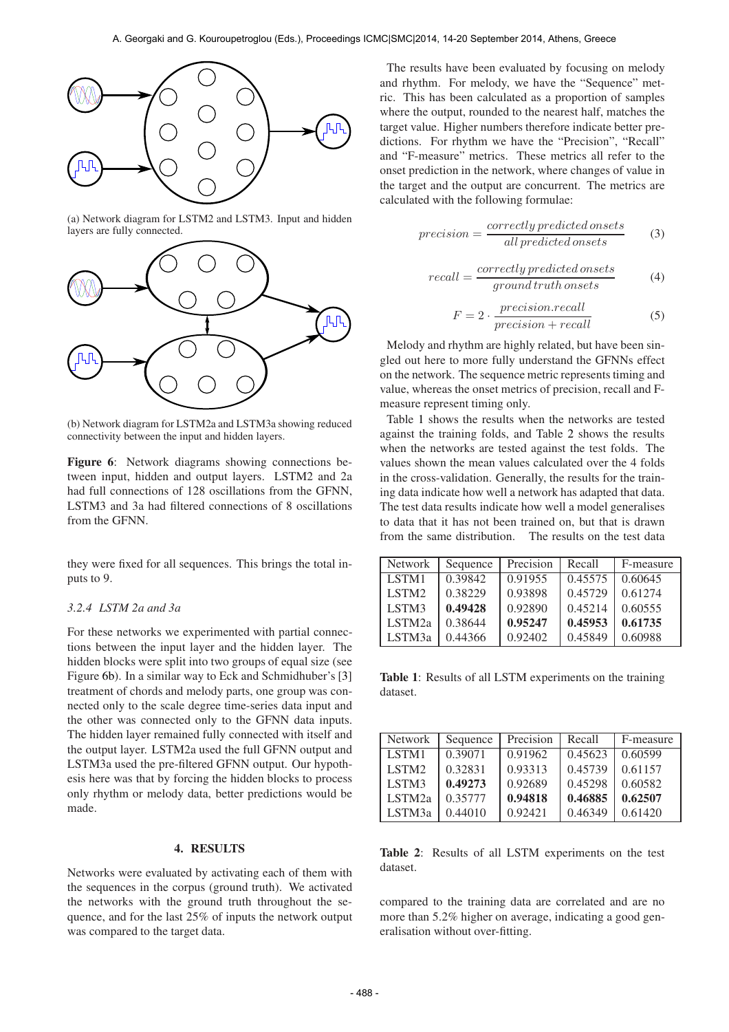(a) Network diagram for LSTM2 and LSTM3. Input and hidden layers are fully connected.

(b) Network diagram for LSTM2a and LSTM3a showing reduced connectivity between the input and hidden layers.

**Figure 6**: Network diagrams showing connections between input, hidden and output layers. LSTM2 and 2a had full connections of 128 oscillations from the GFNN, LSTM3 and 3a had filtered connections of 8 oscillations from the GFNN.

they were fixed for all sequences. This brings the total inputs to 9.

#### 3.2.4 LSTM 2a and 3a

For these networks we experimented with partial connections between the input layer and the hidden layer. The hidden blocks were split into two groups of equal size (see Figure 6b). In a similar way to Eck and Schmidhuber's [3] treatment of chords and melody parts, one group was connected only to the scale degree time-series data input and the other was connected only to the GFNN data inputs. The hidden layer remained fully connected with itself and the output layer. LSTM2a used the full GFNN output and LSTM3a used the pre-filtered GFNN output. Our hypothesis here was that by forcing the hidden blocks to process only rhythm or melody data, better predictions would be made.

## 4. RESULTS

Networks were evaluated by activating each of them with the sequences in the corpus (ground truth). We activated the networks with the ground truth throughout the sequence, and for the last 25% of inputs the network output was compared to the target data.

The results have been evaluated by focusing on melody and rhythm. For melody, we have the "Sequence" metric. This has been calculated as a proportion of samples where the output, rounded to the nearest half, matches the target value. Higher numbers therefore indicate better predictions. For rhythm we have the "Precision", "Recall" and "F-measure" metrics. These metrics all refer to the onset prediction in the network, where changes of value in the target and the output are concurrent. The metrics are calculated with the following formulae:

$$precision = \frac{correctly\, predicted\, onsets}{all\, predicted\, onsets} \tag{3}$$

$$recall = \frac{correctly\, predicted\, onsets}{ground\, truth\, onsets} \tag{4}$$

$$F = 2 \cdot \frac{precision.recall}{precision + recall} \tag{5}$$

Melody and rhythm are highly related, but have been singled out here to more fully understand the GFNNs effect on the network. The sequence metric represents timing and value, whereas the onset metrics of precision, recall and F-measure represent timing only.

Table 1 shows the results when the networks are tested against the training folds, and Table 2 shows the results when the networks are tested against the test folds. The values shown the mean values calculated over the 4 folds in the cross-validation. Generally, the results for the training data indicate how well a network has adapted that data. The test data results indicate how well a model generalises to data that it has not been trained on, but that is drawn from the same distribution. The results on the test data compared to the training data are correlated and are no more than 5.2% higher on average, indicating a good generalisation without over-fitting.

| Network | Sequence | Precision | Recall | F-measure |
|---|---|---|---|---|
| LSTM1 | 0.39842 | 0.91955 | 0.45575 | 0.60645 |
| LSTM2 | 0.38229 | 0.93898 | 0.45729 | 0.61274 |
| LSTM3 | **0.49428** | 0.92890 | 0.45214 | 0.60555 |
| LSTM2a | 0.38644 | **0.95247** | **0.45953** | **0.61735** |
| LSTM3a | 0.44366 | 0.92402 | 0.45849 | 0.60988 |

**Table 1**: Results of all LSTM experiments on the training dataset.

| Network | Sequence | Precision | Recall | F-measure |
|---|---|---|---|---|
| LSTM1 | 0.39071 | 0.91962 | 0.45623 | 0.60599 |
| LSTM2 | 0.32831 | 0.93313 | 0.45739 | 0.61157 |
| LSTM3 | **0.49273** | 0.92689 | 0.45298 | 0.60582 |
| LSTM2a | 0.35777 | **0.94818** | **0.46885** | **0.62507** |
| LSTM3a | 0.44010 | 0.92421 | 0.46349 | 0.61420 |

**Table 2**: Results of all LSTM experiments on the test dataset.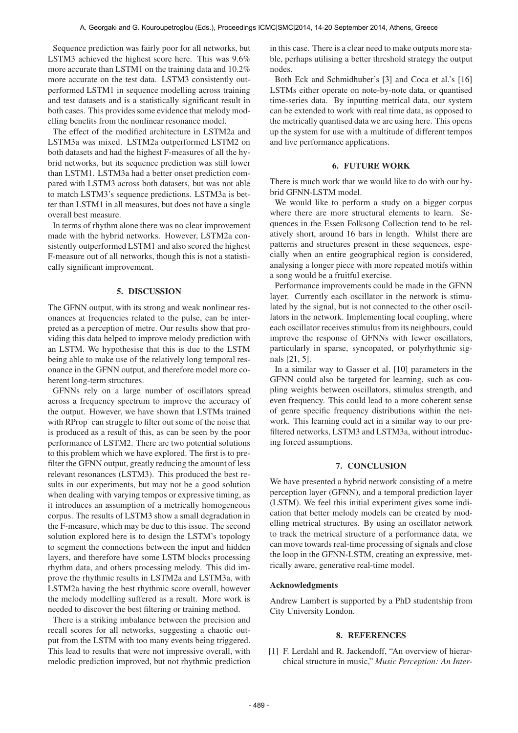Sequence prediction was fairly poor for all networks, but LSTM3 achieved the highest score here. This was 9.6% more accurate than LSTM1 on the training data and 10.2% more accurate on the test data. LSTM3 consistently outperformed LSTM1 in sequence modelling across training and test datasets and is a statistically significant result in both cases. This provides some evidence that melody modelling benefits from the nonlinear resonance model.

The effect of the modified architecture in LSTM2a and LSTM3a was mixed. LSTM2a outperformed LSTM2 on both datasets and had the highest F-measures of all the hybrid networks, but its sequence prediction was still lower than LSTM1. LSTM3a had a better onset prediction compared with LSTM3 across both datasets, but was not able to match LSTM3's sequence predictions. LSTM3a is better than LSTM1 in all measures, but does not have a single overall best measure.

In terms of rhythm alone there was no clear improvement made with the hybrid networks. However, LSTM2a consistently outperformed LSTM1 and also scored the highest F-measure out of all networks, though this is not a statistically significant improvement.

## 5. DISCUSSION

The GFNN output, with its strong and weak nonlinear resonances at frequencies related to the pulse, can be interpreted as a perception of metre. Our results show that providing this data helped to improve melody prediction with an LSTM. We hypothesise that this is due to the LSTM being able to make use of the relatively long temporal resonance in the GFNN output, and therefore model more coherent long-term structures.

GFNNs rely on a large number of oscillators spread across a frequency spectrum to improve the accuracy of the output. However, we have shown that LSTMs trained with RProp- can struggle to filter out some of the noise that is produced as a result of this, as can be seen by the poor performance of LSTM2. There are two potential solutions to this problem which we have explored. The first is to pre-filter the GFNN output, greatly reducing the amount of less relevant resonances (LSTM3). This produced the best results in our experiments, but may not be a good solution when dealing with varying tempos or expressive timing, as it introduces an assumption of a metrically homogeneous corpus. The results of LSTM3 show a small degradation in the F-measure, which may be due to this issue. The second solution explored here is to design the LSTM's topology to segment the connections between the input and hidden layers, and therefore have some LSTM blocks processing rhythm data, and others processing melody. This did improve the rhythmic results in LSTM2a and LSTM3a, with LSTM2a having the best rhythmic score overall, however the melody modelling suffered as a result. More work is needed to discover the best filtering or training method.

There is a striking imbalance between the precision and recall scores for all networks, suggesting a chaotic output from the LSTM with too many events being triggered. This lead to results that were not impressive overall, with melodic prediction improved, but not rhythmic prediction in this case. There is a clear need to make outputs more stable, perhaps utilising a better threshold strategy the output nodes.

Both Eck and Schmidhuber's [3] and Coca et al.'s [16] LSTMs either operate on note-by-note data, or quantised time-series data. By inputting metrical data, our system can be extended to work with real time data, as opposed to the metrically quantised data we are using here. This opens up the system for use with a multitude of different tempos and live performance applications.

## 6. FUTURE WORK

There is much work that we would like to do with our hybrid GFNN-LSTM model.

We would like to perform a study on a bigger corpus where there are more structural elements to learn. Sequences in the Essen Folksong Collection tend to be relatively short, around 16 bars in length. Whilst there are patterns and structures present in these sequences, especially when an entire geographical region is considered, analysing a longer piece with more repeated motifs within a song would be a fruitful exercise.

Performance improvements could be made in the GFNN layer. Currently each oscillator in the network is stimulated by the signal, but is not connected to the other oscillators in the network. Implementing local coupling, where each oscillator receives stimulus from its neighbours, could improve the response of GFNNs with fewer oscillators, particularly in sparse, syncopated, or polyrhythmic signals [21, 5].

In a similar way to Gasser et al. [10] parameters in the GFNN could also be targeted for learning, such as coupling weights between oscillators, stimulus strength, and even frequency. This could lead to a more coherent sense of genre specific frequency distributions within the network. This learning could act in a similar way to our pre-filtered networks, LSTM3 and LSTM3a, without introducing forced assumptions.

## 7. CONCLUSION

We have presented a hybrid network consisting of a metre perception layer (GFNN), and a temporal prediction layer (LSTM). We feel this initial experiment gives some indication that better melody models can be created by modelling metrical structures. By using an oscillator network to track the metrical structure of a performance data, we can move towards real-time processing of signals and close the loop in the GFNN-LSTM, creating an expressive, metrically aware, generative real-time model.

### Acknowledgments

Andrew Lambert is supported by a PhD studentship from City University London.

## 8. REFERENCES

[1] F. Lerdahl and R. Jackendoff, "An overview of hierarchical structure in music," *Music Perception: An Inter-*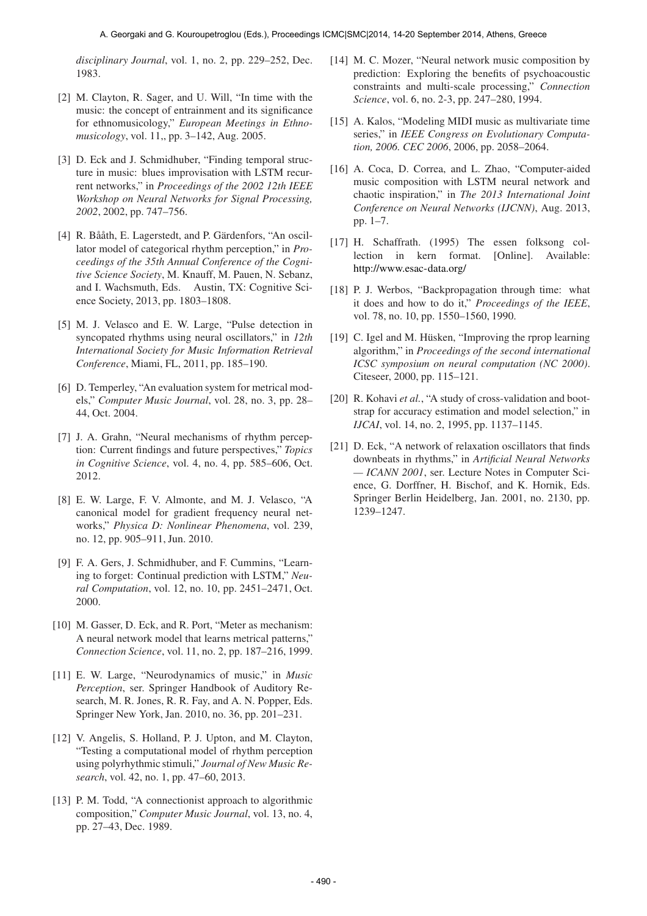*disciplinary Journal*, vol. 1, no. 2, pp. 229–252, Dec. 1983.

[2] M. Clayton, R. Sager, and U. Will, "In time with the music: the concept of entrainment and its significance for ethnomusicology," *European Meetings in Ethnomusicology*, vol. 11,, pp. 3–142, Aug. 2005.

[3] D. Eck and J. Schmidhuber, "Finding temporal structure in music: blues improvisation with LSTM recurrent networks," in *Proceedings of the 2002 12th IEEE Workshop on Neural Networks for Signal Processing, 2002*, 2002, pp. 747–756.

[4] R. Bååth, E. Lagerstedt, and P. Gärdenfors, "An oscillator model of categorical rhythm perception," in *Proceedings of the 35th Annual Conference of the Cognitive Science Society*, M. Knauff, M. Pauen, N. Sebanz, and I. Wachsmuth, Eds. Austin, TX: Cognitive Science Society, 2013, pp. 1803–1808.

[5] M. J. Velasco and E. W. Large, "Pulse detection in syncopated rhythms using neural oscillators," in *12th International Society for Music Information Retrieval Conference*, Miami, FL, 2011, pp. 185–190.

[6] D. Temperley, "An evaluation system for metrical models," *Computer Music Journal*, vol. 28, no. 3, pp. 28–44, Oct. 2004.

[7] J. A. Grahn, "Neural mechanisms of rhythm perception: Current findings and future perspectives," *Topics in Cognitive Science*, vol. 4, no. 4, pp. 585–606, Oct. 2012.

[8] E. W. Large, F. V. Almonte, and M. J. Velasco, "A canonical model for gradient frequency neural networks," *Physica D: Nonlinear Phenomena*, vol. 239, no. 12, pp. 905–911, Jun. 2010.

[9] F. A. Gers, J. Schmidhuber, and F. Cummins, "Learning to forget: Continual prediction with LSTM," *Neural Computation*, vol. 12, no. 10, pp. 2451–2471, Oct. 2000.

[10] M. Gasser, D. Eck, and R. Port, "Meter as mechanism: A neural network model that learns metrical patterns," *Connection Science*, vol. 11, no. 2, pp. 187–216, 1999.

[11] E. W. Large, "Neurodynamics of music," in *Music Perception*, ser. Springer Handbook of Auditory Research, M. R. Jones, R. R. Fay, and A. N. Popper, Eds. Springer New York, Jan. 2010, no. 36, pp. 201–231.

[12] V. Angelis, S. Holland, P. J. Upton, and M. Clayton, "Testing a computational model of rhythm perception using polyrhythmic stimuli," *Journal of New Music Research*, vol. 42, no. 1, pp. 47–60, 2013.

[13] P. M. Todd, "A connectionist approach to algorithmic composition," *Computer Music Journal*, vol. 13, no. 4, pp. 27–43, Dec. 1989.

[14] M. C. Mozer, "Neural network music composition by prediction: Exploring the benefits of psychoacoustic constraints and multi-scale processing," *Connection Science*, vol. 6, no. 2-3, pp. 247–280, 1994.

[15] A. Kalos, "Modeling MIDI music as multivariate time series," in *IEEE Congress on Evolutionary Computation, 2006. CEC 2006*, 2006, pp. 2058–2064.

[16] A. Coca, D. Correa, and L. Zhao, "Computer-aided music composition with LSTM neural network and chaotic inspiration," in *The 2013 International Joint Conference on Neural Networks (IJCNN)*, Aug. 2013, pp. 1–7.

[17] H. Schaffrath. (1995) The essen folksong collection in kern format. [Online]. Available: http://www.esac-data.org/

[18] P. J. Werbos, "Backpropagation through time: what it does and how to do it," *Proceedings of the IEEE*, vol. 78, no. 10, pp. 1550–1560, 1990.

[19] C. Igel and M. Hüsken, "Improving the rprop learning algorithm," in *Proceedings of the second international ICSC symposium on neural computation (NC 2000)*. Citeseer, 2000, pp. 115–121.

[20] R. Kohavi *et al.*, "A study of cross-validation and bootstrap for accuracy estimation and model selection," in *IJCAI*, vol. 14, no. 2, 1995, pp. 1137–1145.

[21] D. Eck, "A network of relaxation oscillators that finds downbeats in rhythms," in *Artificial Neural Networks — ICANN 2001*, ser. Lecture Notes in Computer Science, G. Dorffner, H. Bischof, and K. Hornik, Eds. Springer Berlin Heidelberg, Jan. 2001, no. 2130, pp. 1239–1247.